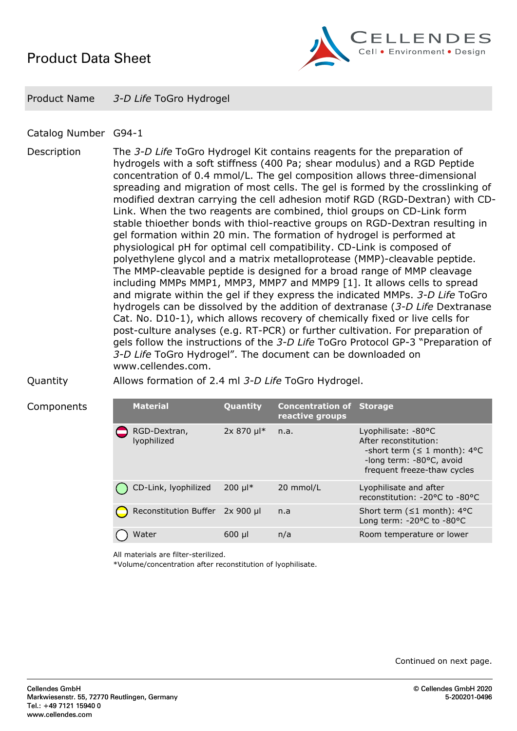# Product Data Sheet

CELLENDES
Cell • Environment • Design

| Product Name | *3-D Life* ToGro Hydrogel |
|---|---|

**Catalog Number** G94-1

**Description** The *3-D Life* ToGro Hydrogel Kit contains reagents for the preparation of hydrogels with a soft stiffness (400 Pa; shear modulus) and a RGD Peptide concentration of 0.4 mmol/L. The gel composition allows three-dimensional spreading and migration of most cells. The gel is formed by the crosslinking of modified dextran carrying the cell adhesion motif RGD (RGD-Dextran) with CD-Link. When the two reagents are combined, thiol groups on CD-Link form stable thioether bonds with thiol-reactive groups on RGD-Dextran resulting in gel formation within 20 min. The formation of hydrogel is performed at physiological pH for optimal cell compatibility. CD-Link is composed of polyethylene glycol and a matrix metalloprotease (MMP)-cleavable peptide. The MMP-cleavable peptide is designed for a broad range of MMP cleavage including MMPs MMP1, MMP3, MMP7 and MMP9 [1]. It allows cells to spread and migrate within the gel if they express the indicated MMPs. *3-D Life* ToGro hydrogels can be dissolved by the addition of dextranase (*3-D Life* Dextranase Cat. No. D10-1), which allows recovery of chemically fixed or live cells for post-culture analyses (e.g. RT-PCR) or further cultivation. For preparation of gels follow the instructions of the *3-D Life* ToGro Protocol GP-3 "Preparation of *3-D Life* ToGro Hydrogel". The document can be downloaded on www.cellendes.com.

**Quantity** Allows formation of 2.4 ml *3-D Life* ToGro Hydrogel.

**Components**

| Material | Quantity | Concentration of reactive groups | Storage |
|---|---|---|---|
| RGD-Dextran, lyophilized | 2x 870 µl* | n.a. | Lyophilisate: -80°C<br>After reconstitution:<br>-short term (≤ 1 month): 4°C<br>-long term: -80°C, avoid frequent freeze-thaw cycles |
| CD-Link, lyophilized | 200 µl* | 20 mmol/L | Lyophilisate and after reconstitution: -20°C to -80°C |
| Reconstitution Buffer | 2x 900 µl | n.a | Short term (≤1 month): 4°C<br>Long term: -20°C to -80°C |
| Water | 600 µl | n/a | Room temperature or lower |

All materials are filter-sterilized.
*Volume/concentration after reconstitution of lyophilisate.

Continued on next page.

Cellendes GmbH
Markwiesenstr. 55, 72770 Reutlingen, Germany
Tel.: +49 7121 15940 0
www.cellendes.com

© Cellendes GmbH 2020
5-200201-0496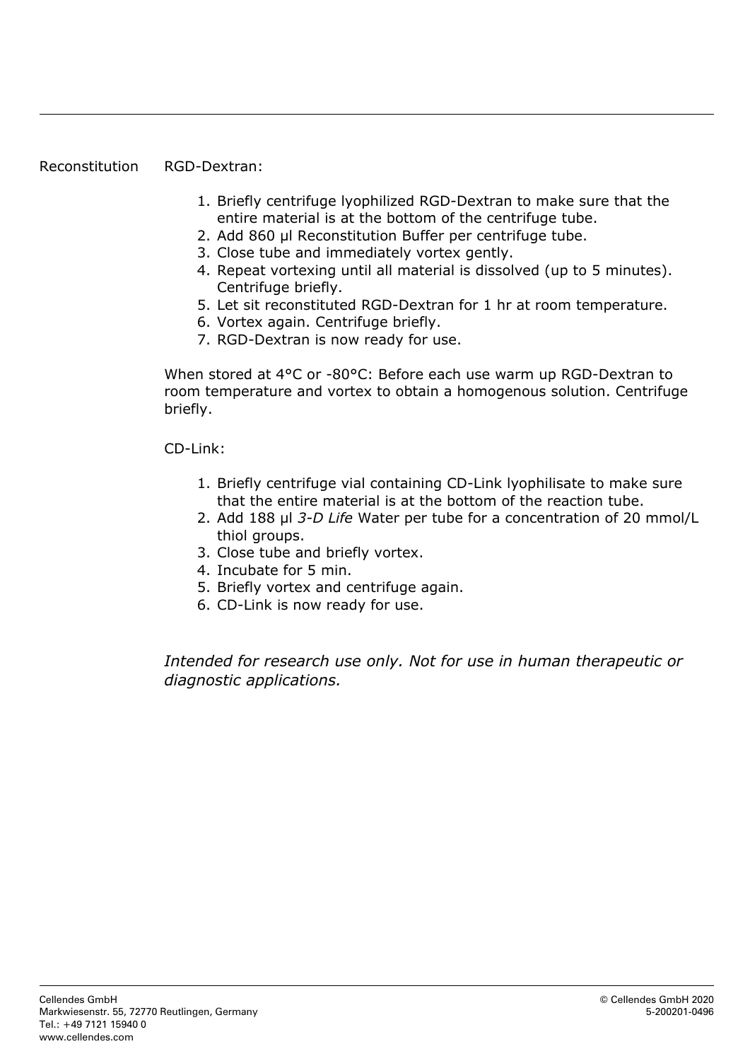## Reconstitution

RGD-Dextran:

1. Briefly centrifuge lyophilized RGD-Dextran to make sure that the entire material is at the bottom of the centrifuge tube.
2. Add 860 µl Reconstitution Buffer per centrifuge tube.
3. Close tube and immediately vortex gently.
4. Repeat vortexing until all material is dissolved (up to 5 minutes). Centrifuge briefly.
5. Let sit reconstituted RGD-Dextran for 1 hr at room temperature.
6. Vortex again. Centrifuge briefly.
7. RGD-Dextran is now ready for use.

When stored at 4°C or -80°C: Before each use warm up RGD-Dextran to room temperature and vortex to obtain a homogenous solution. Centrifuge briefly.

CD-Link:

1. Briefly centrifuge vial containing CD-Link lyophilisate to make sure that the entire material is at the bottom of the reaction tube.
2. Add 188 µl *3-D Life* Water per tube for a concentration of 20 mmol/L thiol groups.
3. Close tube and briefly vortex.
4. Incubate for 5 min.
5. Briefly vortex and centrifuge again.
6. CD-Link is now ready for use.

*Intended for research use only. Not for use in human therapeutic or diagnostic applications.*

Cellendes GmbH
Markwiesenstr. 55, 72770 Reutlingen, Germany
Tel.: +49 7121 15940 0
www.cellendes.com

© Cellendes GmbH 2020
5-200201-0496